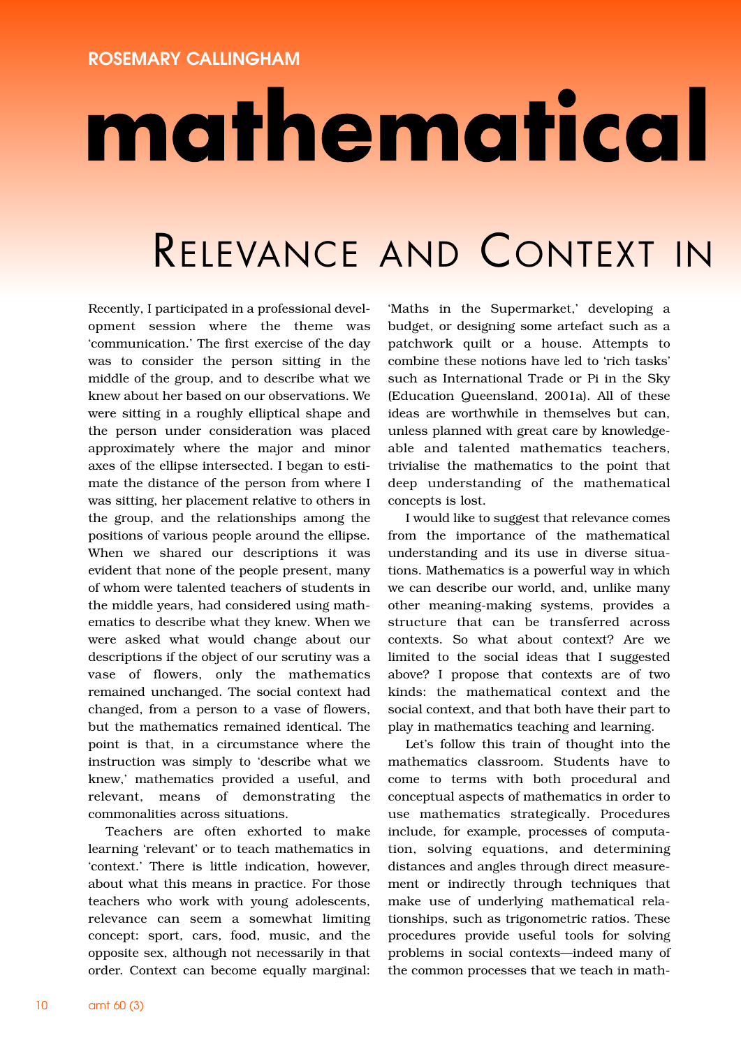ROSEMARY CALLINGHAM

# mathematical

## Relevance and Context in

Recently, I participated in a professional development session where the theme was 'communication.' The first exercise of the day was to consider the person sitting in the middle of the group, and to describe what we knew about her based on our observations. We were sitting in a roughly elliptical shape and the person under consideration was placed approximately where the major and minor axes of the ellipse intersected. I began to estimate the distance of the person from where I was sitting, her placement relative to others in the group, and the relationships among the positions of various people around the ellipse. When we shared our descriptions it was evident that none of the people present, many of whom were talented teachers of students in the middle years, had considered using mathematics to describe what they knew. When we were asked what would change about our descriptions if the object of our scrutiny was a vase of flowers, only the mathematics remained unchanged. The social context had changed, from a person to a vase of flowers, but the mathematics remained identical. The point is that, in a circumstance where the instruction was simply to 'describe what we knew,' mathematics provided a useful, and relevant, means of demonstrating the commonalities across situations.

Teachers are often exhorted to make learning 'relevant' or to teach mathematics in 'context.' There is little indication, however, about what this means in practice. For those teachers who work with young adolescents, relevance can seem a somewhat limiting concept: sport, cars, food, music, and the opposite sex, although not necessarily in that order. Context can become equally marginal: 'Maths in the Supermarket,' developing a budget, or designing some artefact such as a patchwork quilt or a house. Attempts to combine these notions have led to 'rich tasks' such as International Trade or Pi in the Sky (Education Queensland, 2001a). All of these ideas are worthwhile in themselves but can, unless planned with great care by knowledgeable and talented mathematics teachers, trivialise the mathematics to the point that deep understanding of the mathematical concepts is lost.

I would like to suggest that relevance comes from the importance of the mathematical understanding and its use in diverse situations. Mathematics is a powerful way in which we can describe our world, and, unlike many other meaning-making systems, provides a structure that can be transferred across contexts. So what about context? Are we limited to the social ideas that I suggested above? I propose that contexts are of two kinds: the mathematical context and the social context, and that both have their part to play in mathematics teaching and learning.

Let's follow this train of thought into the mathematics classroom. Students have to come to terms with both procedural and conceptual aspects of mathematics in order to use mathematics strategically. Procedures include, for example, processes of computation, solving equations, and determining distances and angles through direct measurement or indirectly through techniques that make use of underlying mathematical relationships, such as trigonometric ratios. These procedures provide useful tools for solving problems in social contexts—indeed many of the common processes that we teach in math-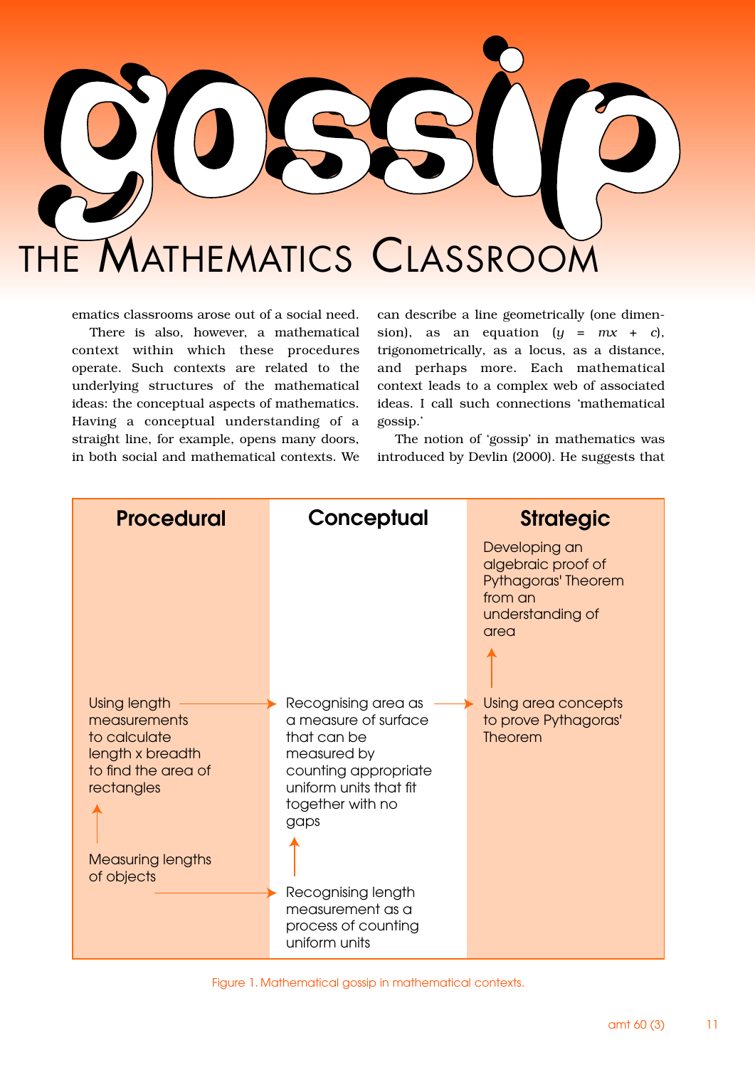# gossip

## THE MATHEMATICS CLASSROOM

ematics classrooms arose out of a social need.

There is also, however, a mathematical context within which these procedures operate. Such contexts are related to the underlying structures of the mathematical ideas: the conceptual aspects of mathematics. Having a conceptual understanding of a straight line, for example, opens many doors, in both social and mathematical contexts. We can describe a line geometrically (one dimension), as an equation ($y = mx + c$), trigonometrically, as a locus, as a distance, and perhaps more. Each mathematical context leads to a complex web of associated ideas. I call such connections 'mathematical gossip.'

The notion of 'gossip' in mathematics was introduced by Devlin (2000). He suggests that

| Procedural | Conceptual | Strategic |
|---|---|---|
| | | Developing an algebraic proof of Pythagoras' Theorem from an understanding of area |
| | | ↑ |
| Using length measurements to calculate length x breadth to find the area of rectangles → | Recognising area as a measure of surface that can be measured by counting appropriate uniform units that fit together with no gaps → | Using area concepts to prove Pythagoras' Theorem |
| ↑ | ↑ | |
| Measuring lengths of objects → | Recognising length measurement as a process of counting uniform units | |

Figure 1. Mathematical gossip in mathematical contexts.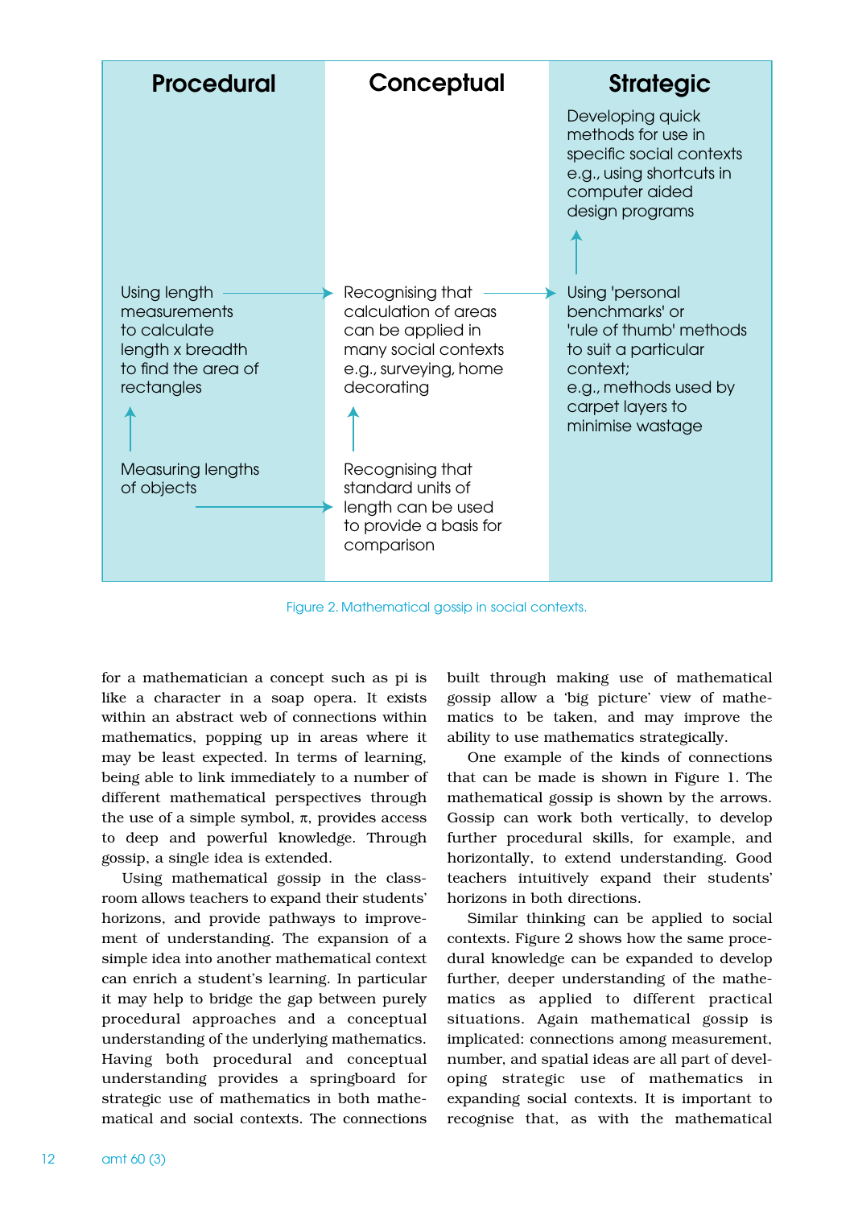| Procedural | Conceptual | Strategic |
| --- | --- | --- |
| | | Developing quick methods for use in specific social contexts e.g., using shortcuts in computer aided design programs |
| | | ↑ |
| Using length measurements to calculate length x breadth to find the area of rectangles → | Recognising that calculation of areas can be applied in many social contexts e.g., surveying, home decorating → | Using 'personal benchmarks' or 'rule of thumb' methods to suit a particular context; e.g., methods used by carpet layers to minimise wastage |
| ↑ | ↑ | |
| Measuring lengths of objects → | Recognising that standard units of length can be used to provide a basis for comparison | |

Figure 2. Mathematical gossip in social contexts.

for a mathematician a concept such as pi is like a character in a soap opera. It exists within an abstract web of connections within mathematics, popping up in areas where it may be least expected. In terms of learning, being able to link immediately to a number of different mathematical perspectives through the use of a simple symbol, $\pi$, provides access to deep and powerful knowledge. Through gossip, a single idea is extended.

Using mathematical gossip in the classroom allows teachers to expand their students' horizons, and provide pathways to improvement of understanding. The expansion of a simple idea into another mathematical context can enrich a student's learning. In particular it may help to bridge the gap between purely procedural approaches and a conceptual understanding of the underlying mathematics. Having both procedural and conceptual understanding provides a springboard for strategic use of mathematics in both mathematical and social contexts. The connections built through making use of mathematical gossip allow a 'big picture' view of mathematics to be taken, and may improve the ability to use mathematics strategically.

One example of the kinds of connections that can be made is shown in Figure 1. The mathematical gossip is shown by the arrows. Gossip can work both vertically, to develop further procedural skills, for example, and horizontally, to extend understanding. Good teachers intuitively expand their students' horizons in both directions.

Similar thinking can be applied to social contexts. Figure 2 shows how the same procedural knowledge can be expanded to develop further, deeper understanding of the mathematics as applied to different practical situations. Again mathematical gossip is implicated: connections among measurement, number, and spatial ideas are all part of developing strategic use of mathematics in expanding social contexts. It is important to recognise that, as with the mathematical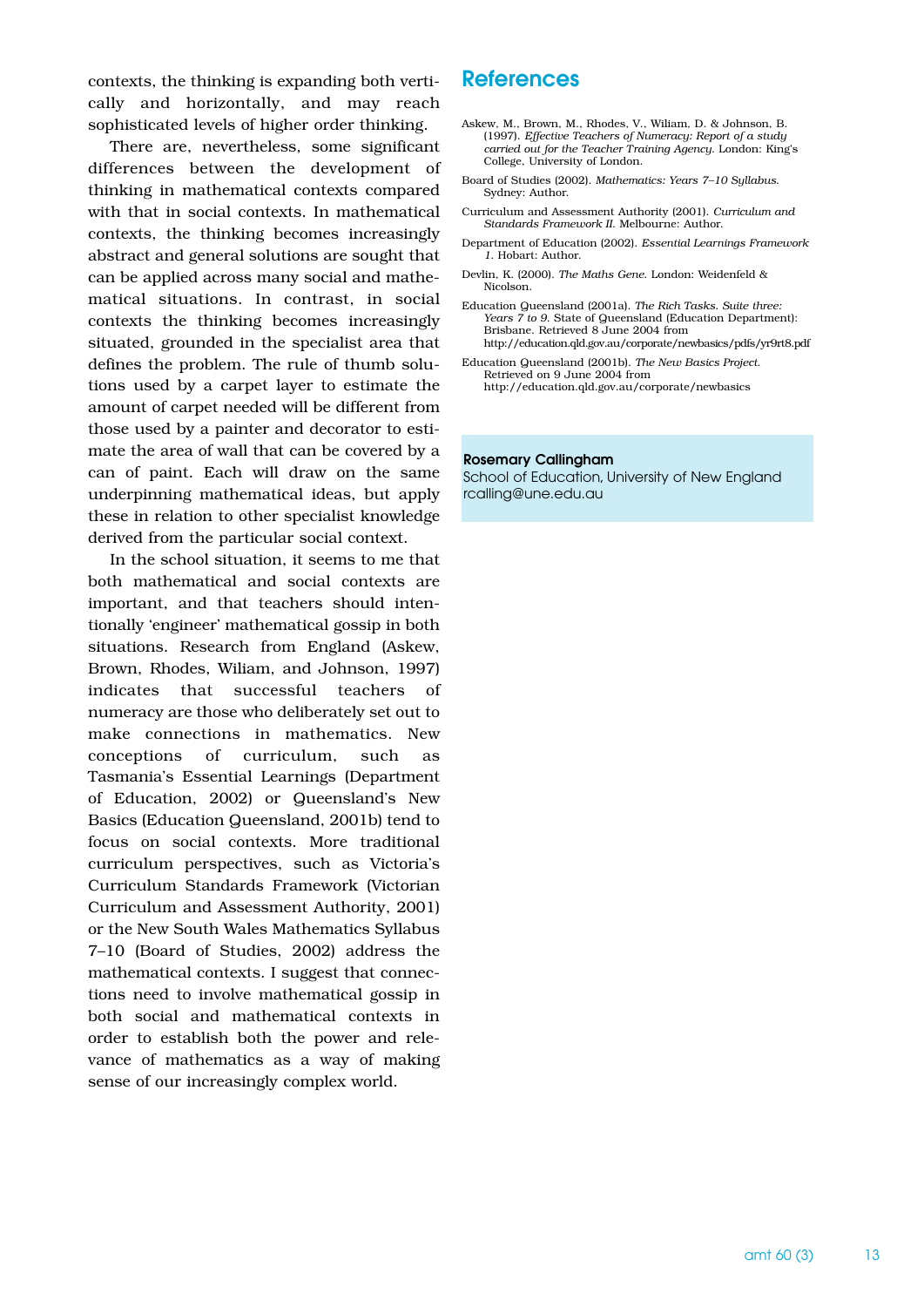contexts, the thinking is expanding both vertically and horizontally, and may reach sophisticated levels of higher order thinking.

There are, nevertheless, some significant differences between the development of thinking in mathematical contexts compared with that in social contexts. In mathematical contexts, the thinking becomes increasingly abstract and general solutions are sought that can be applied across many social and mathematical situations. In contrast, in social contexts the thinking becomes increasingly situated, grounded in the specialist area that defines the problem. The rule of thumb solutions used by a carpet layer to estimate the amount of carpet needed will be different from those used by a painter and decorator to estimate the area of wall that can be covered by a can of paint. Each will draw on the same underpinning mathematical ideas, but apply these in relation to other specialist knowledge derived from the particular social context.

In the school situation, it seems to me that both mathematical and social contexts are important, and that teachers should intentionally 'engineer' mathematical gossip in both situations. Research from England (Askew, Brown, Rhodes, Wiliam, and Johnson, 1997) indicates that successful teachers of numeracy are those who deliberately set out to make connections in mathematics. New conceptions of curriculum, such as Tasmania's Essential Learnings (Department of Education, 2002) or Queensland's New Basics (Education Queensland, 2001b) tend to focus on social contexts. More traditional curriculum perspectives, such as Victoria's Curriculum Standards Framework (Victorian Curriculum and Assessment Authority, 2001) or the New South Wales Mathematics Syllabus 7–10 (Board of Studies, 2002) address the mathematical contexts. I suggest that connections need to involve mathematical gossip in both social and mathematical contexts in order to establish both the power and relevance of mathematics as a way of making sense of our increasingly complex world.

## References

Askew, M., Brown, M., Rhodes, V., Wiliam, D. & Johnson, B. (1997). *Effective Teachers of Numeracy: Report of a study carried out for the Teacher Training Agency.* London: King's College, University of London.

Board of Studies (2002). *Mathematics: Years 7–10 Syllabus.* Sydney: Author.

Curriculum and Assessment Authority (2001). *Curriculum and Standards Framework II.* Melbourne: Author.

Department of Education (2002). *Essential Learnings Framework 1.* Hobart: Author.

Devlin, K. (2000). *The Maths Gene.* London: Weidenfeld & Nicolson.

Education Queensland (2001a). *The Rich Tasks. Suite three: Years 7 to 9.* State of Queensland (Education Department): Brisbane. Retrieved 8 June 2004 from http://education.qld.gov.au/corporate/newbasics/pdfs/yr9rt8.pdf

Education Queensland (2001b). *The New Basics Project.* Retrieved on 9 June 2004 from http://education.qld.gov.au/corporate/newbasics

**Rosemary Callingham**
School of Education, University of New England
rcalling@une.edu.au